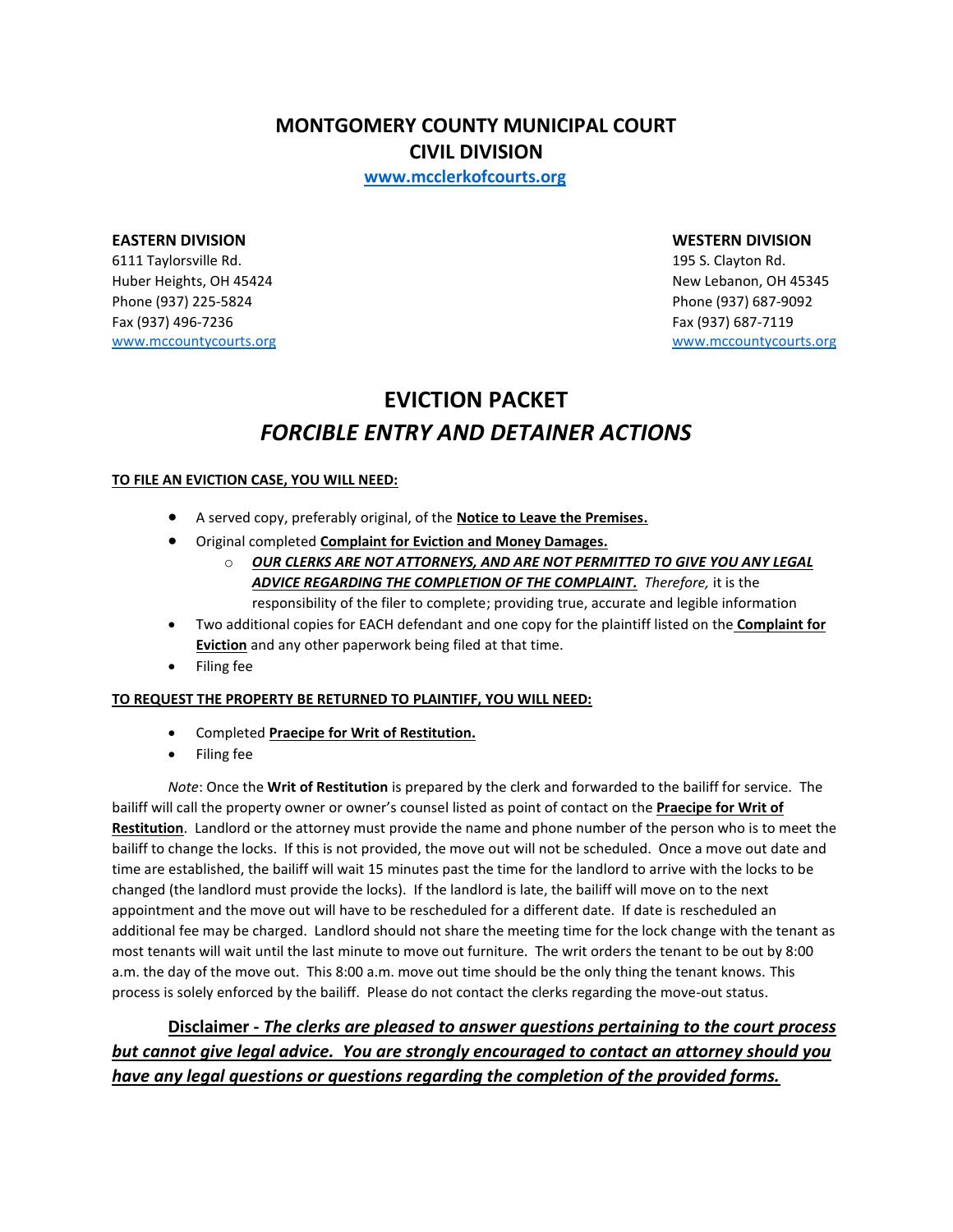# MONTGOMERY COUNTY MUNICIPAL COURT
## CIVIL DIVISION

**www.mcclerkofcourts.org**

**EASTERN DIVISION**
6111 Taylorsville Rd.
Huber Heights, OH 45424
Phone (937) 225-5824
Fax (937) 496-7236
www.mccountycourts.org

**WESTERN DIVISION**
195 S. Clayton Rd.
New Lebanon, OH 45345
Phone (937) 687-9092
Fax (937) 687-7119
www.mccountycourts.org

# EVICTION PACKET
## *FORCIBLE ENTRY AND DETAINER ACTIONS*

**TO FILE AN EVICTION CASE, YOU WILL NEED:**

- A served copy, preferably original, of the **Notice to Leave the Premises.**
- Original completed **Complaint for Eviction and Money Damages.**
  - ***OUR CLERKS ARE NOT ATTORNEYS, AND ARE NOT PERMITTED TO GIVE YOU ANY LEGAL ADVICE REGARDING THE COMPLETION OF THE COMPLAINT.*** *Therefore,* it is the responsibility of the filer to complete; providing true, accurate and legible information
- Two additional copies for EACH defendant and one copy for the plaintiff listed on the **Complaint for Eviction** and any other paperwork being filed at that time.
- Filing fee

**TO REQUEST THE PROPERTY BE RETURNED TO PLAINTIFF, YOU WILL NEED:**

- Completed **Praecipe for Writ of Restitution.**
- Filing fee

*Note*: Once the **Writ of Restitution** is prepared by the clerk and forwarded to the bailiff for service. The bailiff will call the property owner or owner's counsel listed as point of contact on the **Praecipe for Writ of Restitution**. Landlord or the attorney must provide the name and phone number of the person who is to meet the bailiff to change the locks. If this is not provided, the move out will not be scheduled. Once a move out date and time are established, the bailiff will wait 15 minutes past the time for the landlord to arrive with the locks to be changed (the landlord must provide the locks). If the landlord is late, the bailiff will move on to the next appointment and the move out will have to be rescheduled for a different date. If date is rescheduled an additional fee may be charged. Landlord should not share the meeting time for the lock change with the tenant as most tenants will wait until the last minute to move out furniture. The writ orders the tenant to be out by 8:00 a.m. the day of the move out. This 8:00 a.m. move out time should be the only thing the tenant knows. This process is solely enforced by the bailiff. Please do not contact the clerks regarding the move-out status.

**Disclaimer -** ***The clerks are pleased to answer questions pertaining to the court process but cannot give legal advice. You are strongly encouraged to contact an attorney should you have any legal questions or questions regarding the completion of the provided forms.***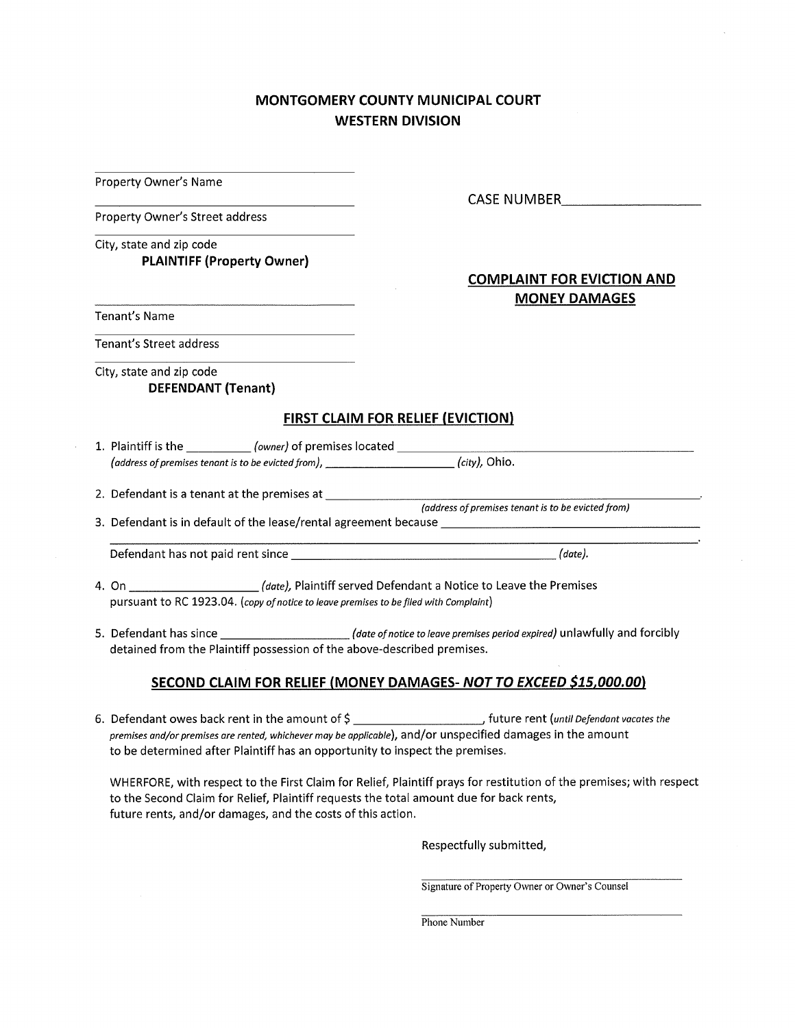## MONTGOMERY COUNTY MUNICIPAL COURT
## WESTERN DIVISION

\_\_\_\_\_\_\_\_\_\_\_\_\_\_\_\_\_\_\_\_\_\_\_\_\_\_\_\_\_\_\_\_\_\_\_\_
Property Owner's Name

\_\_\_\_\_\_\_\_\_\_\_\_\_\_\_\_\_\_\_\_\_\_\_\_\_\_\_\_\_\_\_\_\_\_\_\_
Property Owner's Street address

\_\_\_\_\_\_\_\_\_\_\_\_\_\_\_\_\_\_\_\_\_\_\_\_\_\_\_\_\_\_\_\_\_\_\_\_
City, state and zip code
**PLAINTIFF (Property Owner)**

CASE NUMBER\_\_\_\_\_\_\_\_\_\_\_\_\_\_\_\_\_\_\_\_

**COMPLAINT FOR EVICTION AND MONEY DAMAGES**

\_\_\_\_\_\_\_\_\_\_\_\_\_\_\_\_\_\_\_\_\_\_\_\_\_\_\_\_\_\_\_\_\_\_\_\_
Tenant's Name

\_\_\_\_\_\_\_\_\_\_\_\_\_\_\_\_\_\_\_\_\_\_\_\_\_\_\_\_\_\_\_\_\_\_\_\_
Tenant's Street address

\_\_\_\_\_\_\_\_\_\_\_\_\_\_\_\_\_\_\_\_\_\_\_\_\_\_\_\_\_\_\_\_\_\_\_\_
City, state and zip code
**DEFENDANT (Tenant)**

### FIRST CLAIM FOR RELIEF (EVICTION)

1. Plaintiff is the \_\_\_\_\_\_\_\_\_\_ *(owner)* of premises located \_\_\_\_\_\_\_\_\_\_\_\_\_\_\_\_\_\_\_\_\_\_\_\_\_\_\_\_\_\_\_\_\_\_\_\_\_\_\_\_ *(address of premises tenant is to be evicted from)*, \_\_\_\_\_\_\_\_\_\_\_\_\_\_\_\_\_\_\_\_ *(city)*, Ohio.

2. Defendant is a tenant at the premises at \_\_\_\_\_\_\_\_\_\_\_\_\_\_\_\_\_\_\_\_\_\_\_\_\_\_\_\_\_\_\_\_\_\_\_\_\_\_\_\_\_\_\_\_\_\_\_\_.
*(address of premises tenant is to be evicted from)*

3. Defendant is in default of the lease/rental agreement because \_\_\_\_\_\_\_\_\_\_\_\_\_\_\_\_\_\_\_\_\_\_\_\_\_\_\_\_\_\_\_\_\_\_\_\_\_\_\_\_\_\_\_\_\_\_\_\_\_\_\_\_\_\_\_\_\_\_\_\_\_\_\_\_\_\_\_\_\_\_\_\_\_\_\_\_\_\_\_\_\_\_\_\_\_\_\_\_\_\_\_\_\_\_.
Defendant has not paid rent since \_\_\_\_\_\_\_\_\_\_\_\_\_\_\_\_\_\_\_\_\_\_\_\_\_\_\_\_\_\_\_\_\_\_\_\_\_\_\_\_\_\_\_\_ *(date)*.

4. On \_\_\_\_\_\_\_\_\_\_\_\_\_\_\_\_\_\_\_\_ *(date)*, Plaintiff served Defendant a Notice to Leave the Premises pursuant to RC 1923.04. *(copy of notice to leave premises to be filed with Complaint)*

5. Defendant has since \_\_\_\_\_\_\_\_\_\_\_\_\_\_\_\_\_\_\_\_ *(date of notice to leave premises period expired)* unlawfully and forcibly detained from the Plaintiff possession of the above-described premises.

### SECOND CLAIM FOR RELIEF (MONEY DAMAGES- *NOT TO EXCEED $15,000.00*)

6. Defendant owes back rent in the amount of $ \_\_\_\_\_\_\_\_\_\_\_\_\_\_\_\_\_\_\_\_, future rent (*until Defendant vacates the premises and/or premises are rented, whichever may be applicable*), and/or unspecified damages in the amount to be determined after Plaintiff has an opportunity to inspect the premises.

WHERFORE, with respect to the First Claim for Relief, Plaintiff prays for restitution of the premises; with respect to the Second Claim for Relief, Plaintiff requests the total amount due for back rents, future rents, and/or damages, and the costs of this action.

Respectfully submitted,

\_\_\_\_\_\_\_\_\_\_\_\_\_\_\_\_\_\_\_\_\_\_\_\_\_\_\_\_\_\_\_\_\_\_\_\_\_\_\_\_
Signature of Property Owner or Owner's Counsel

\_\_\_\_\_\_\_\_\_\_\_\_\_\_\_\_\_\_\_\_\_\_\_\_\_\_\_\_\_\_\_\_\_\_\_\_\_\_\_\_
Phone Number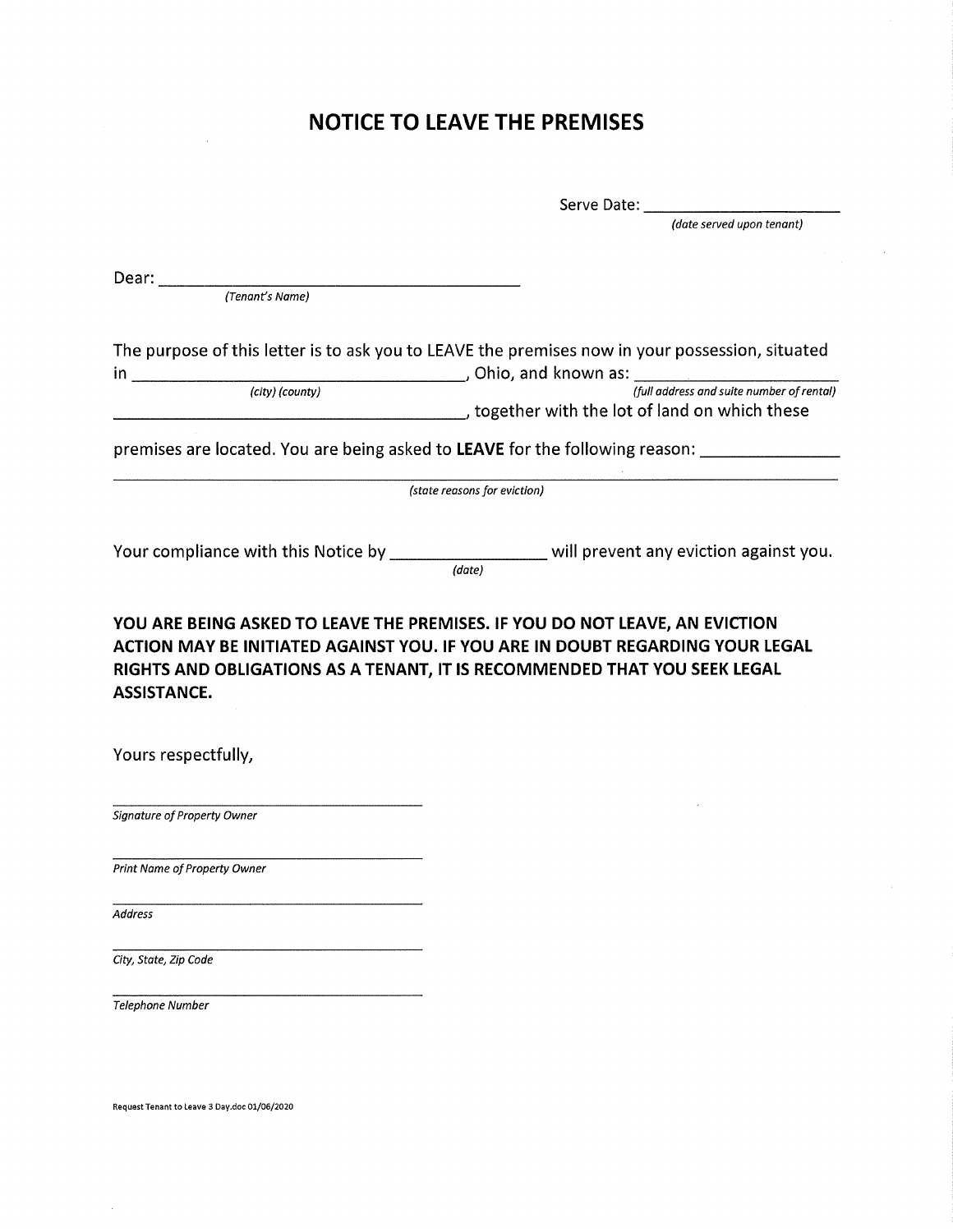# NOTICE TO LEAVE THE PREMISES

Serve Date: ______________________
*(date served upon tenant)*

Dear: ______________________________________
*(Tenant's Name)*

The purpose of this letter is to ask you to LEAVE the premises now in your possession, situated in ______________________________________, Ohio, and known as: ______________________
*(city) (county)* *(full address and suite number of rental)*
______________________________________, together with the lot of land on which these premises are located. You are being asked to **LEAVE** for the following reason: ______________
__________________________________________________________________________________
*(state reasons for eviction)*

Your compliance with this Notice by ________________ will prevent any eviction against you.
*(date)*

**YOU ARE BEING ASKED TO LEAVE THE PREMISES. IF YOU DO NOT LEAVE, AN EVICTION ACTION MAY BE INITIATED AGAINST YOU. IF YOU ARE IN DOUBT REGARDING YOUR LEGAL RIGHTS AND OBLIGATIONS AS A TENANT, IT IS RECOMMENDED THAT YOU SEEK LEGAL ASSISTANCE.**

Yours respectfully,

______________________________________
*Signature of Property Owner*

______________________________________
*Print Name of Property Owner*

______________________________________
*Address*

______________________________________
*City, State, Zip Code*

______________________________________
*Telephone Number*

Request Tenant to Leave 3 Day.doc 01/06/2020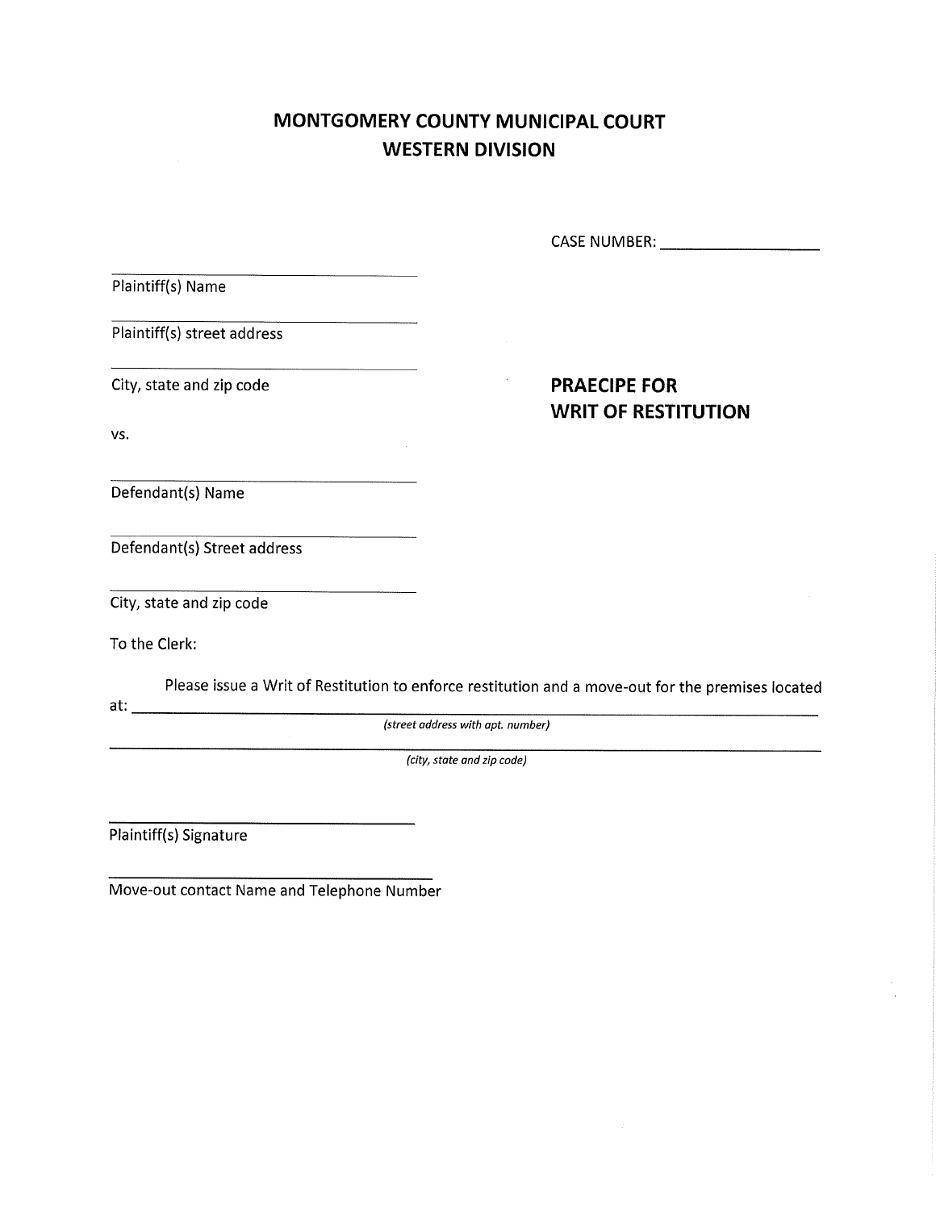# MONTGOMERY COUNTY MUNICIPAL COURT
## WESTERN DIVISION

CASE NUMBER: ____________________

______________________________
Plaintiff(s) Name

______________________________
Plaintiff(s) street address

______________________________
City, state and zip code

vs.

______________________________
Defendant(s) Name

______________________________
Defendant(s) Street address

______________________________
City, state and zip code

**PRAECIPE FOR WRIT OF RESTITUTION**

To the Clerk:

Please issue a Writ of Restitution to enforce restitution and a move-out for the premises located at: ____________________________________________________________

*(street address with apt. number)*

____________________________________________________________

*(city, state and zip code)*

______________________________
Plaintiff(s) Signature

______________________________
Move-out contact Name and Telephone Number